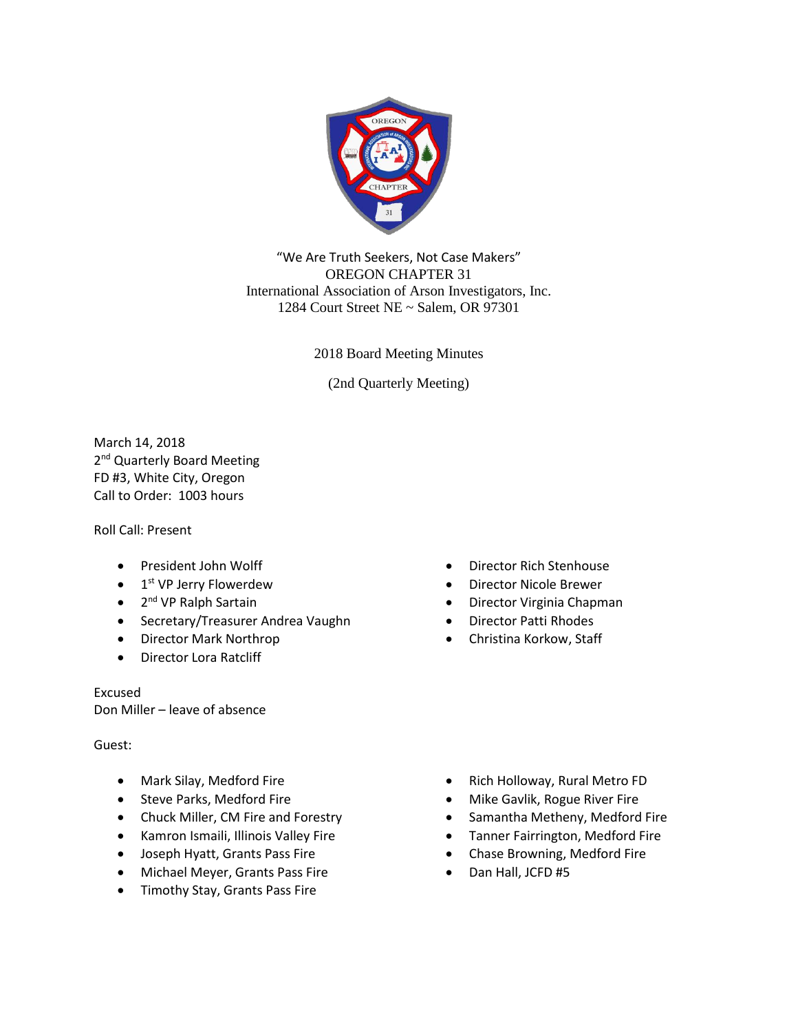"We Are Truth Seekers, Not Case Makers"
OREGON CHAPTER 31
International Association of Arson Investigators, Inc.
1284 Court Street NE ~ Salem, OR 97301

2018 Board Meeting Minutes

(2nd Quarterly Meeting)

March 14, 2018
2nd Quarterly Board Meeting
FD #3, White City, Oregon
Call to Order: 1003 hours

Roll Call: Present

- President John Wolff
- 1st VP Jerry Flowerdew
- 2nd VP Ralph Sartain
- Secretary/Treasurer Andrea Vaughn
- Director Mark Northrop
- Director Lora Ratcliff
- Director Rich Stenhouse
- Director Nicole Brewer
- Director Virginia Chapman
- Director Patti Rhodes
- Christina Korkow, Staff

Excused
Don Miller – leave of absence

Guest:

- Mark Silay, Medford Fire
- Steve Parks, Medford Fire
- Chuck Miller, CM Fire and Forestry
- Kamron Ismaili, Illinois Valley Fire
- Joseph Hyatt, Grants Pass Fire
- Michael Meyer, Grants Pass Fire
- Timothy Stay, Grants Pass Fire
- Rich Holloway, Rural Metro FD
- Mike Gavlik, Rogue River Fire
- Samantha Metheny, Medford Fire
- Tanner Fairrington, Medford Fire
- Chase Browning, Medford Fire
- Dan Hall, JCFD #5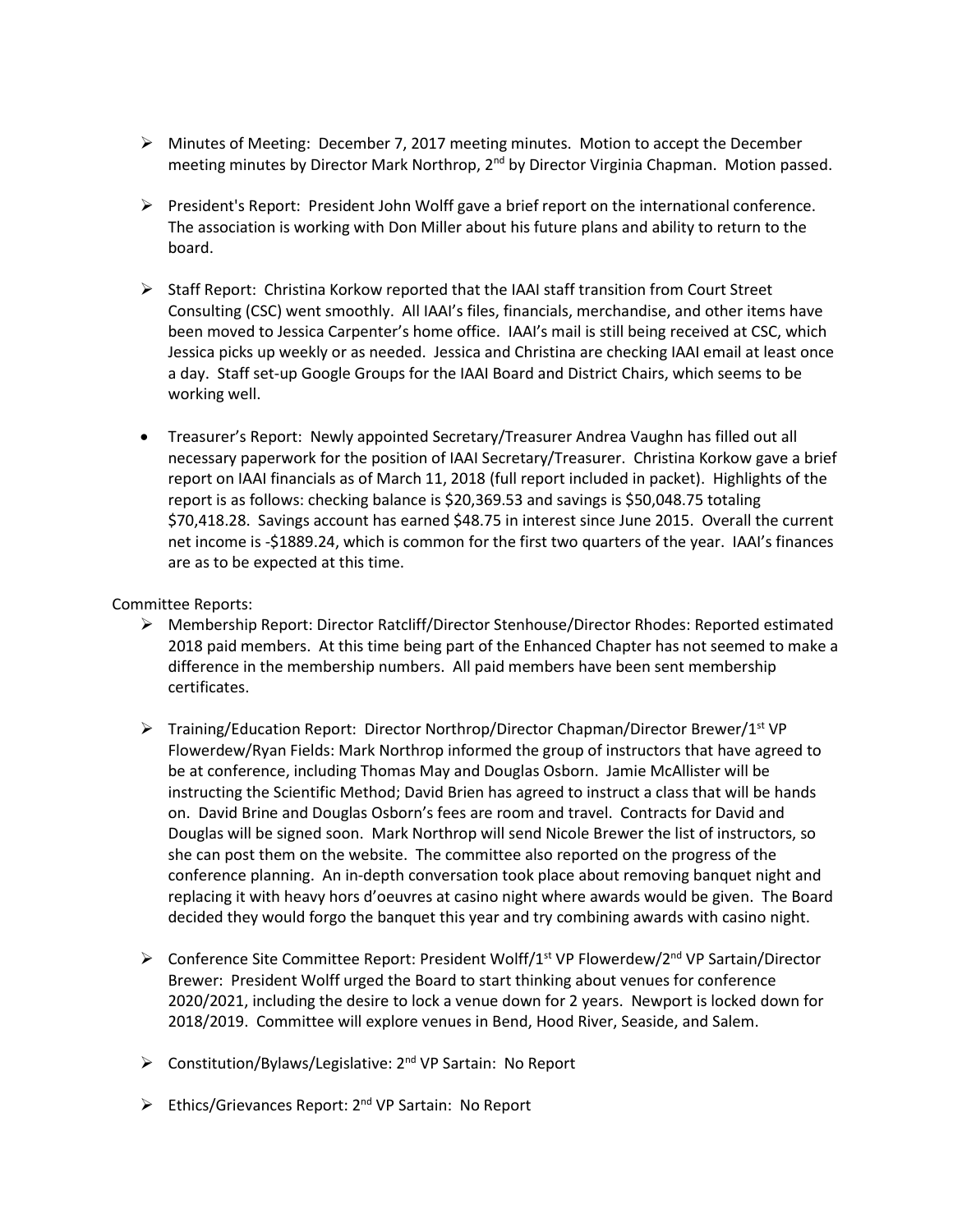- Minutes of Meeting: December 7, 2017 meeting minutes. Motion to accept the December meeting minutes by Director Mark Northrop, 2nd by Director Virginia Chapman. Motion passed.

- President's Report: President John Wolff gave a brief report on the international conference. The association is working with Don Miller about his future plans and ability to return to the board.

- Staff Report: Christina Korkow reported that the IAAI staff transition from Court Street Consulting (CSC) went smoothly. All IAAI's files, financials, merchandise, and other items have been moved to Jessica Carpenter's home office. IAAI's mail is still being received at CSC, which Jessica picks up weekly or as needed. Jessica and Christina are checking IAAI email at least once a day. Staff set-up Google Groups for the IAAI Board and District Chairs, which seems to be working well.

- Treasurer's Report: Newly appointed Secretary/Treasurer Andrea Vaughn has filled out all necessary paperwork for the position of IAAI Secretary/Treasurer. Christina Korkow gave a brief report on IAAI financials as of March 11, 2018 (full report included in packet). Highlights of the report is as follows: checking balance is $20,369.53 and savings is $50,048.75 totaling $70,418.28. Savings account has earned $48.75 in interest since June 2015. Overall the current net income is -$1889.24, which is common for the first two quarters of the year. IAAI's finances are as to be expected at this time.

Committee Reports:

- Membership Report: Director Ratcliff/Director Stenhouse/Director Rhodes: Reported estimated 2018 paid members. At this time being part of the Enhanced Chapter has not seemed to make a difference in the membership numbers. All paid members have been sent membership certificates.

- Training/Education Report: Director Northrop/Director Chapman/Director Brewer/1st VP Flowerdew/Ryan Fields: Mark Northrop informed the group of instructors that have agreed to be at conference, including Thomas May and Douglas Osborn. Jamie McAllister will be instructing the Scientific Method; David Brien has agreed to instruct a class that will be hands on. David Brine and Douglas Osborn's fees are room and travel. Contracts for David and Douglas will be signed soon. Mark Northrop will send Nicole Brewer the list of instructors, so she can post them on the website. The committee also reported on the progress of the conference planning. An in-depth conversation took place about removing banquet night and replacing it with heavy hors d'oeuvres at casino night where awards would be given. The Board decided they would forgo the banquet this year and try combining awards with casino night.

- Conference Site Committee Report: President Wolff/1st VP Flowerdew/2nd VP Sartain/Director Brewer: President Wolff urged the Board to start thinking about venues for conference 2020/2021, including the desire to lock a venue down for 2 years. Newport is locked down for 2018/2019. Committee will explore venues in Bend, Hood River, Seaside, and Salem.

- Constitution/Bylaws/Legislative: 2nd VP Sartain: No Report

- Ethics/Grievances Report: 2nd VP Sartain: No Report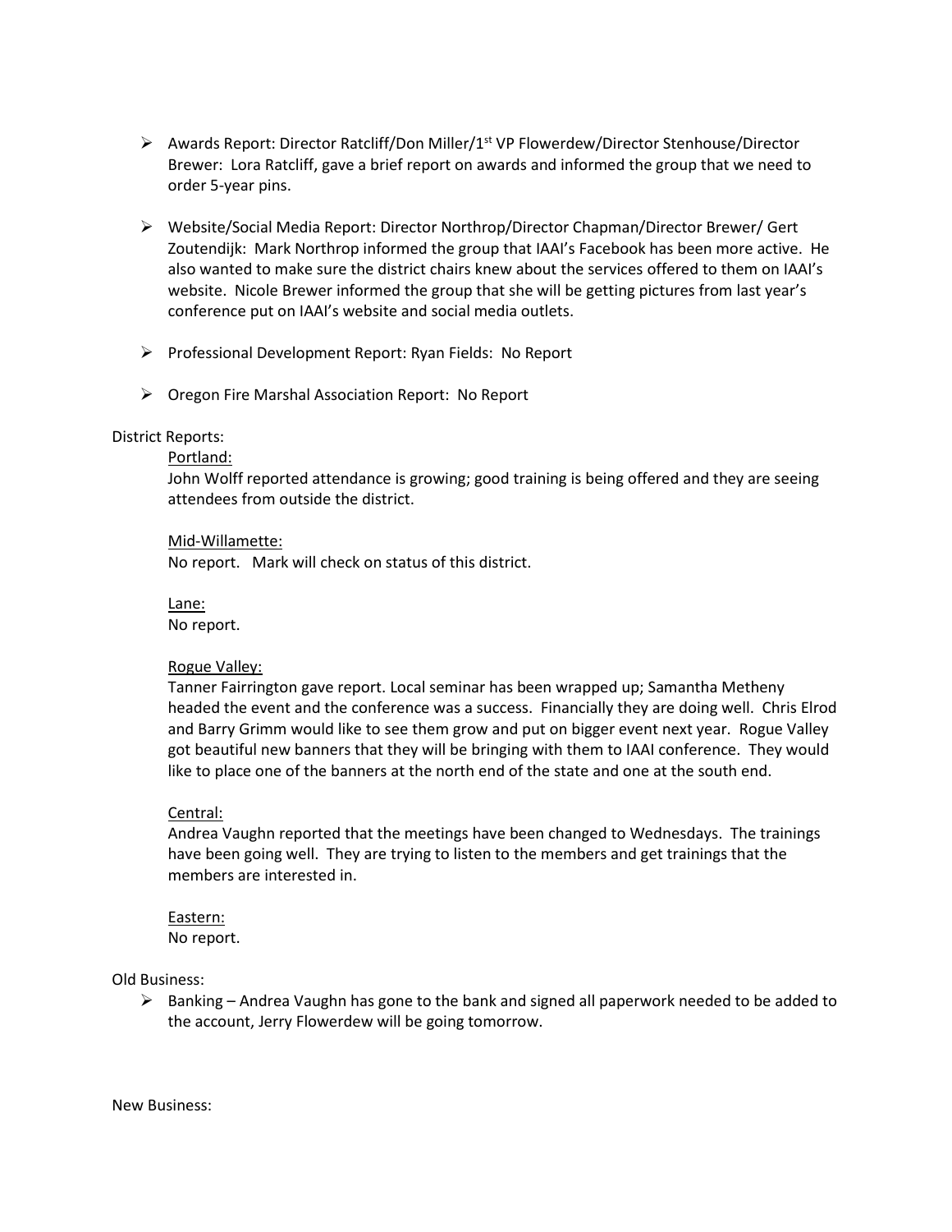- Awards Report: Director Ratcliff/Don Miller/1st VP Flowerdew/Director Stenhouse/Director Brewer: Lora Ratcliff, gave a brief report on awards and informed the group that we need to order 5-year pins.

- Website/Social Media Report: Director Northrop/Director Chapman/Director Brewer/ Gert Zoutendijk: Mark Northrop informed the group that IAAI's Facebook has been more active. He also wanted to make sure the district chairs knew about the services offered to them on IAAI's website. Nicole Brewer informed the group that she will be getting pictures from last year's conference put on IAAI's website and social media outlets.

- Professional Development Report: Ryan Fields: No Report

- Oregon Fire Marshal Association Report: No Report

District Reports:

Portland:

John Wolff reported attendance is growing; good training is being offered and they are seeing attendees from outside the district.

Mid-Willamette:

No report. Mark will check on status of this district.

Lane:

No report.

Rogue Valley:

Tanner Fairrington gave report. Local seminar has been wrapped up; Samantha Metheny headed the event and the conference was a success. Financially they are doing well. Chris Elrod and Barry Grimm would like to see them grow and put on bigger event next year. Rogue Valley got beautiful new banners that they will be bringing with them to IAAI conference. They would like to place one of the banners at the north end of the state and one at the south end.

Central:

Andrea Vaughn reported that the meetings have been changed to Wednesdays. The trainings have been going well. They are trying to listen to the members and get trainings that the members are interested in.

Eastern:

No report.

Old Business:

- Banking – Andrea Vaughn has gone to the bank and signed all paperwork needed to be added to the account, Jerry Flowerdew will be going tomorrow.

New Business: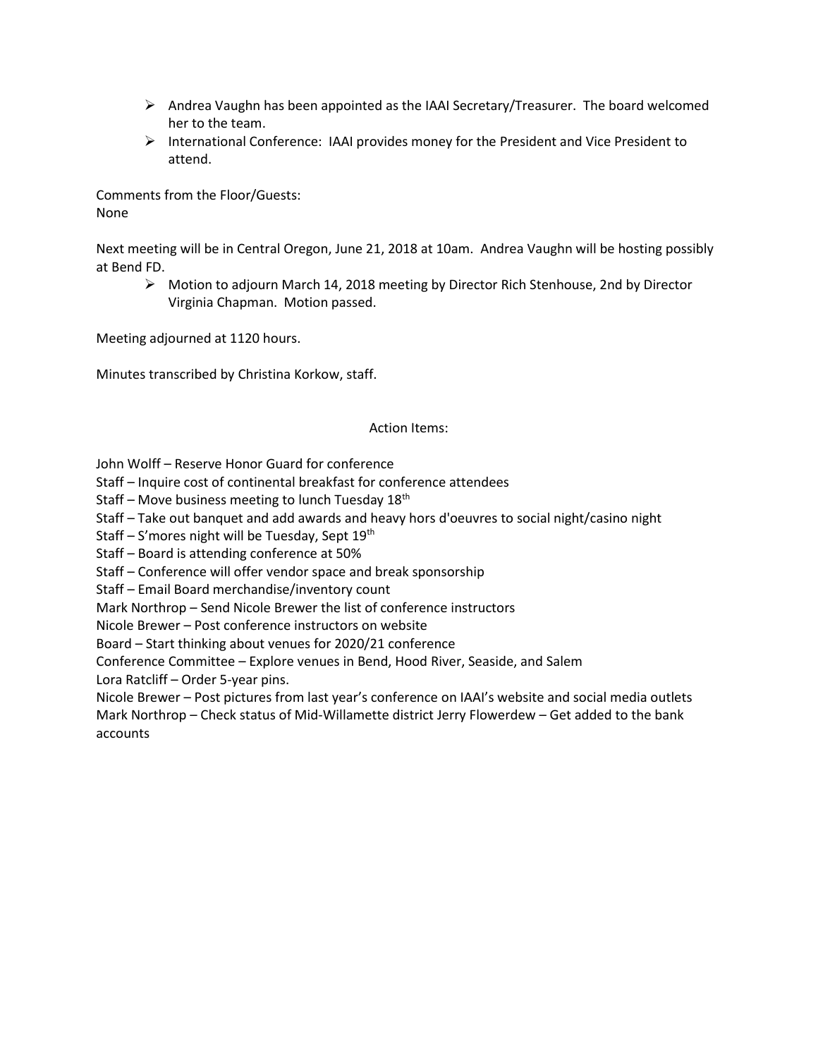- Andrea Vaughn has been appointed as the IAAI Secretary/Treasurer. The board welcomed her to the team.
- International Conference: IAAI provides money for the President and Vice President to attend.

Comments from the Floor/Guests:
None

Next meeting will be in Central Oregon, June 21, 2018 at 10am. Andrea Vaughn will be hosting possibly at Bend FD.

- Motion to adjourn March 14, 2018 meeting by Director Rich Stenhouse, 2nd by Director Virginia Chapman. Motion passed.

Meeting adjourned at 1120 hours.

Minutes transcribed by Christina Korkow, staff.

Action Items:

John Wolff – Reserve Honor Guard for conference
Staff – Inquire cost of continental breakfast for conference attendees
Staff – Move business meeting to lunch Tuesday 18th
Staff – Take out banquet and add awards and heavy hors d'oeuvres to social night/casino night
Staff – S'mores night will be Tuesday, Sept 19th
Staff – Board is attending conference at 50%
Staff – Conference will offer vendor space and break sponsorship
Staff – Email Board merchandise/inventory count
Mark Northrop – Send Nicole Brewer the list of conference instructors
Nicole Brewer – Post conference instructors on website
Board – Start thinking about venues for 2020/21 conference
Conference Committee – Explore venues in Bend, Hood River, Seaside, and Salem
Lora Ratcliff – Order 5-year pins.
Nicole Brewer – Post pictures from last year's conference on IAAI's website and social media outlets
Mark Northrop – Check status of Mid-Willamette district Jerry Flowerdew – Get added to the bank accounts